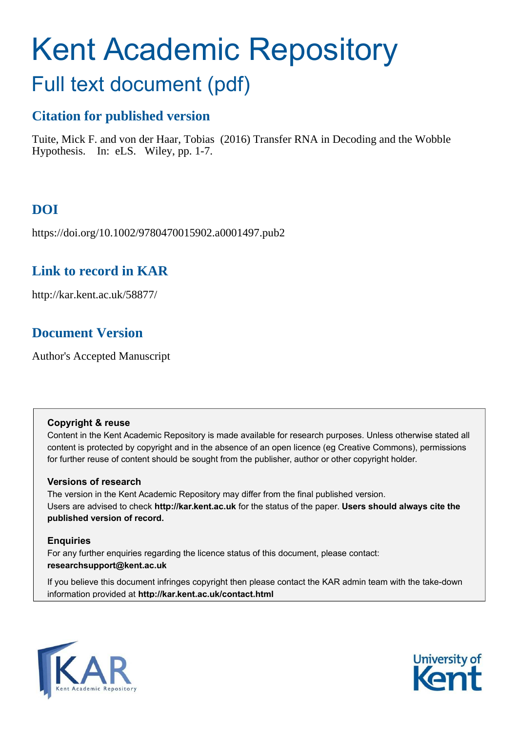# Kent Academic Repository

## Full text document (pdf)

### Citation for published version

Tuite, Mick F. and von der Haar, Tobias (2016) Transfer RNA in Decoding and the Wobble Hypothesis. In: eLS. Wiley, pp. 1-7.

### DOI

https://doi.org/10.1002/9780470015902.a0001497.pub2

### Link to record in KAR

http://kar.kent.ac.uk/58877/

### Document Version

Author's Accepted Manuscript

**Copyright & reuse**

Content in the Kent Academic Repository is made available for research purposes. Unless otherwise stated all content is protected by copyright and in the absence of an open licence (eg Creative Commons), permissions for further reuse of content should be sought from the publisher, author or other copyright holder.

**Versions of research**

The version in the Kent Academic Repository may differ from the final published version.
Users are advised to check **http://kar.kent.ac.uk** for the status of the paper. **Users should always cite the published version of record.**

**Enquiries**

For any further enquiries regarding the licence status of this document, please contact:
**researchsupport@kent.ac.uk**

If you believe this document infringes copyright then please contact the KAR admin team with the take-down information provided at **http://kar.kent.ac.uk/contact.html**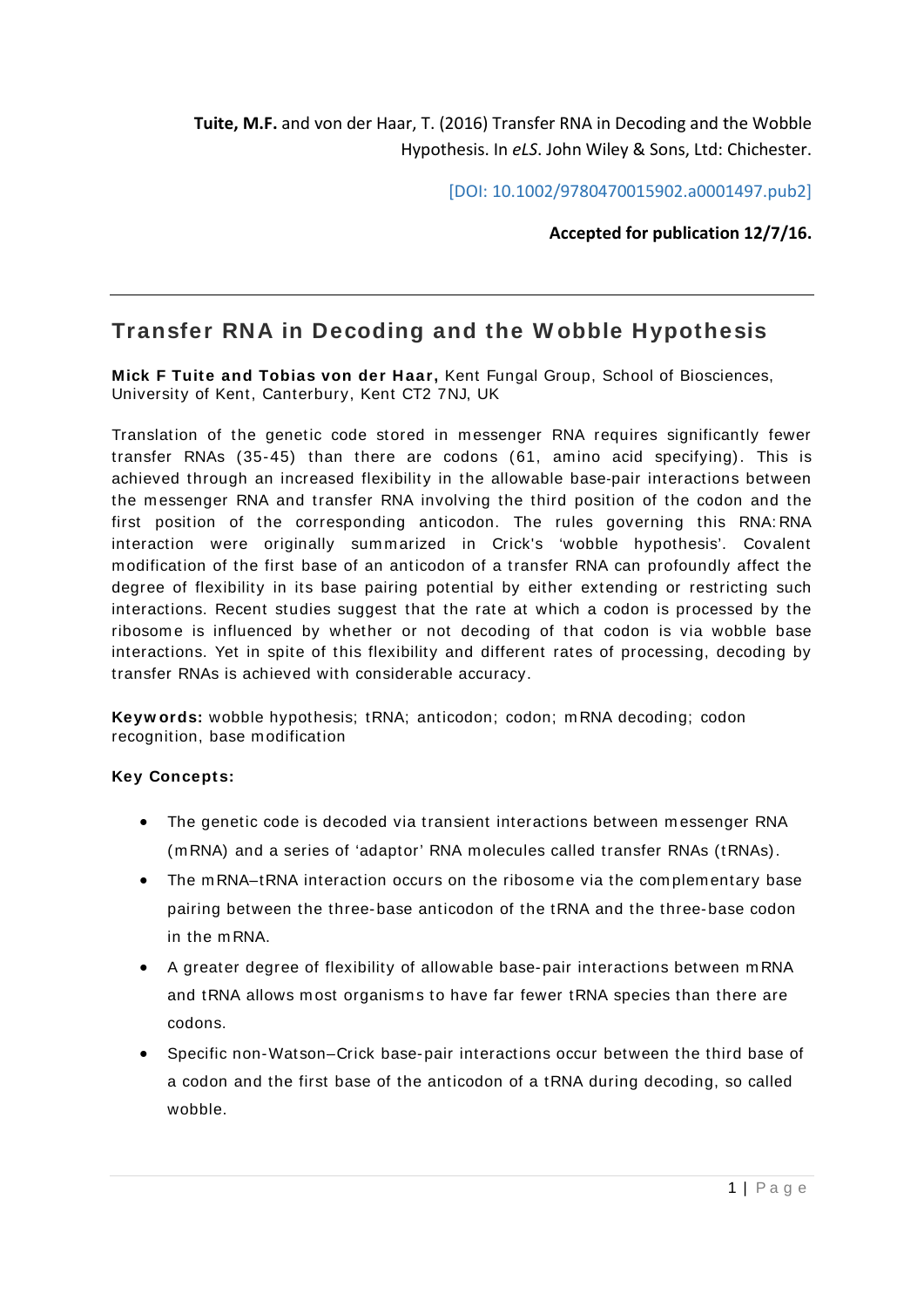**Tuite, M.F.** and von der Haar, T. (2016) Transfer RNA in Decoding and the Wobble Hypothesis. In *eLS*. John Wiley & Sons, Ltd: Chichester.

[DOI: 10.1002/9780470015902.a0001497.pub2]

**Accepted for publication 12/7/16.**

---

# Transfer RNA in Decoding and the Wobble Hypothesis

**Mick F Tuite and Tobias von der Haar,** Kent Fungal Group, School of Biosciences, University of Kent, Canterbury, Kent CT2 7NJ, UK

Translation of the genetic code stored in messenger RNA requires significantly fewer transfer RNAs (35-45) than there are codons (61, amino acid specifying). This is achieved through an increased flexibility in the allowable base-pair interactions between the messenger RNA and transfer RNA involving the third position of the codon and the first position of the corresponding anticodon. The rules governing this RNA:RNA interaction were originally summarized in Crick's 'wobble hypothesis'. Covalent modification of the first base of an anticodon of a transfer RNA can profoundly affect the degree of flexibility in its base pairing potential by either extending or restricting such interactions. Recent studies suggest that the rate at which a codon is processed by the ribosome is influenced by whether or not decoding of that codon is via wobble base interactions. Yet in spite of this flexibility and different rates of processing, decoding by transfer RNAs is achieved with considerable accuracy.

**Keywords:** wobble hypothesis; tRNA; anticodon; codon; mRNA decoding; codon recognition, base modification

**Key Concepts:**

- The genetic code is decoded via transient interactions between messenger RNA (mRNA) and a series of 'adaptor' RNA molecules called transfer RNAs (tRNAs).
- The mRNA–tRNA interaction occurs on the ribosome via the complementary base pairing between the three-base anticodon of the tRNA and the three-base codon in the mRNA.
- A greater degree of flexibility of allowable base-pair interactions between mRNA and tRNA allows most organisms to have far fewer tRNA species than there are codons.
- Specific non-Watson–Crick base-pair interactions occur between the third base of a codon and the first base of the anticodon of a tRNA during decoding, so called wobble.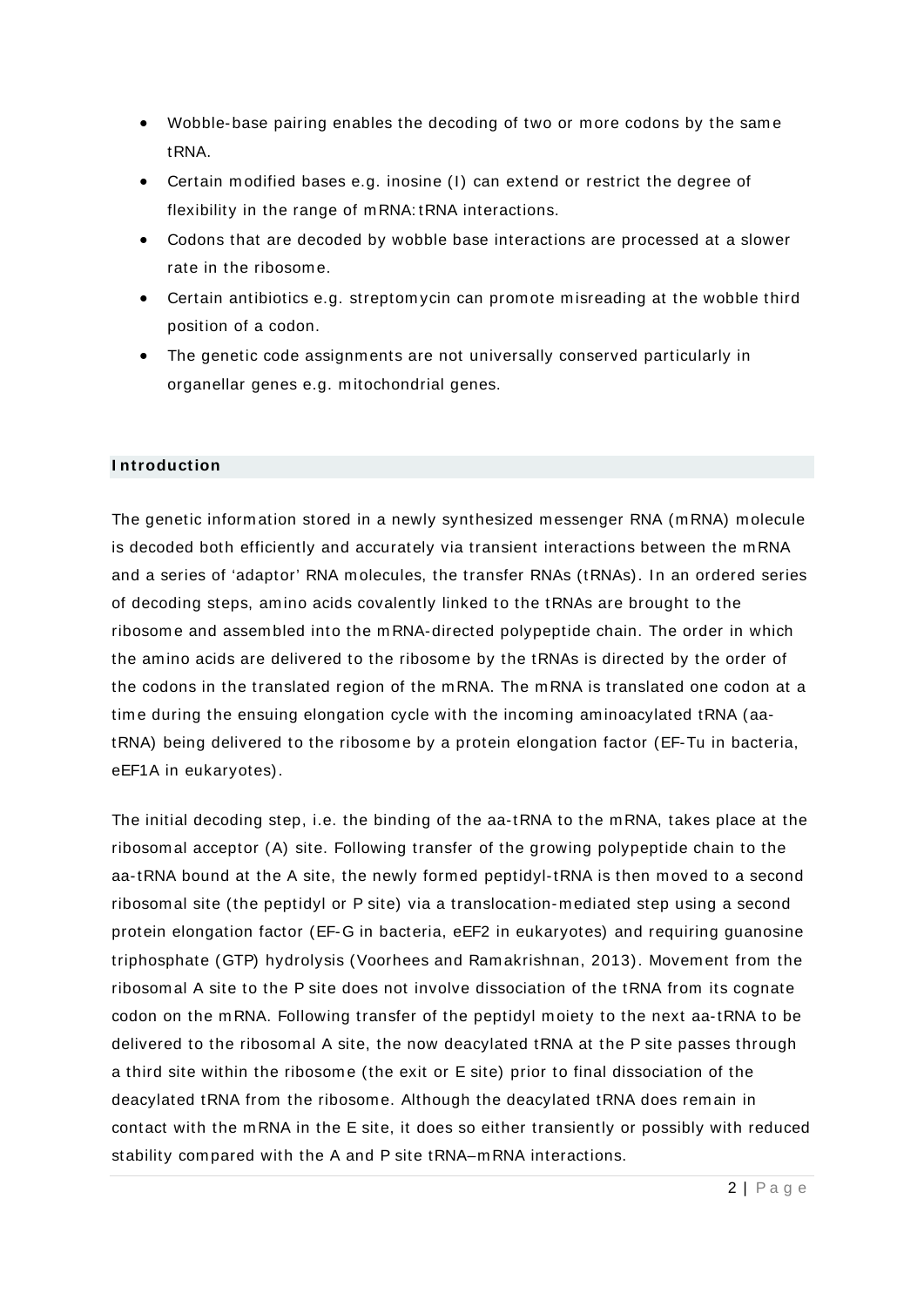- Wobble-base pairing enables the decoding of two or more codons by the same tRNA.
- Certain modified bases e.g. inosine (I) can extend or restrict the degree of flexibility in the range of mRNA:tRNA interactions.
- Codons that are decoded by wobble base interactions are processed at a slower rate in the ribosome.
- Certain antibiotics e.g. streptomycin can promote misreading at the wobble third position of a codon.
- The genetic code assignments are not universally conserved particularly in organellar genes e.g. mitochondrial genes.

## Introduction

The genetic information stored in a newly synthesized messenger RNA (mRNA) molecule is decoded both efficiently and accurately via transient interactions between the mRNA and a series of 'adaptor' RNA molecules, the transfer RNAs (tRNAs). In an ordered series of decoding steps, amino acids covalently linked to the tRNAs are brought to the ribosome and assembled into the mRNA-directed polypeptide chain. The order in which the amino acids are delivered to the ribosome by the tRNAs is directed by the order of the codons in the translated region of the mRNA. The mRNA is translated one codon at a time during the ensuing elongation cycle with the incoming aminoacylated tRNA (aa-tRNA) being delivered to the ribosome by a protein elongation factor (EF-Tu in bacteria, eEF1A in eukaryotes).

The initial decoding step, i.e. the binding of the aa-tRNA to the mRNA, takes place at the ribosomal acceptor (A) site. Following transfer of the growing polypeptide chain to the aa-tRNA bound at the A site, the newly formed peptidyl-tRNA is then moved to a second ribosomal site (the peptidyl or P site) via a translocation-mediated step using a second protein elongation factor (EF-G in bacteria, eEF2 in eukaryotes) and requiring guanosine triphosphate (GTP) hydrolysis (Voorhees and Ramakrishnan, 2013). Movement from the ribosomal A site to the P site does not involve dissociation of the tRNA from its cognate codon on the mRNA. Following transfer of the peptidyl moiety to the next aa-tRNA to be delivered to the ribosomal A site, the now deacylated tRNA at the P site passes through a third site within the ribosome (the exit or E site) prior to final dissociation of the deacylated tRNA from the ribosome. Although the deacylated tRNA does remain in contact with the mRNA in the E site, it does so either transiently or possibly with reduced stability compared with the A and P site tRNA–mRNA interactions.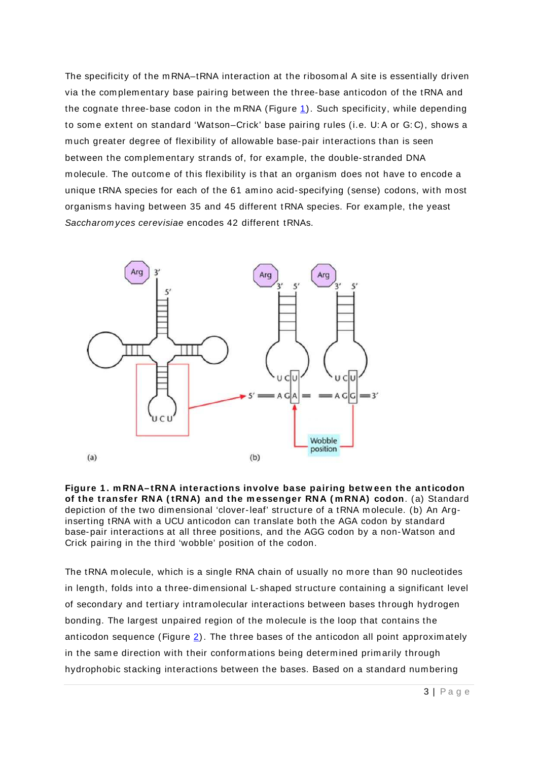The specificity of the mRNA–tRNA interaction at the ribosomal A site is essentially driven via the complementary base pairing between the three-base anticodon of the tRNA and the cognate three-base codon in the mRNA (Figure 1). Such specificity, while depending to some extent on standard 'Watson–Crick' base pairing rules (i.e. U:A or G:C), shows a much greater degree of flexibility of allowable base-pair interactions than is seen between the complementary strands of, for example, the double-stranded DNA molecule. The outcome of this flexibility is that an organism does not have to encode a unique tRNA species for each of the 61 amino acid-specifying (sense) codons, with most organisms having between 35 and 45 different tRNA species. For example, the yeast *Saccharomyces cerevisiae* encodes 42 different tRNAs.

**Figure 1. mRNA–tRNA interactions involve base pairing between the anticodon of the transfer RNA (tRNA) and the messenger RNA (mRNA) codon**. (a) Standard depiction of the two dimensional 'clover-leaf' structure of a tRNA molecule. (b) An Arg-inserting tRNA with a UCU anticodon can translate both the AGA codon by standard base-pair interactions at all three positions, and the AGG codon by a non-Watson and Crick pairing in the third 'wobble' position of the codon.

The tRNA molecule, which is a single RNA chain of usually no more than 90 nucleotides in length, folds into a three-dimensional L-shaped structure containing a significant level of secondary and tertiary intramolecular interactions between bases through hydrogen bonding. The largest unpaired region of the molecule is the loop that contains the anticodon sequence (Figure 2). The three bases of the anticodon all point approximately in the same direction with their conformations being determined primarily through hydrophobic stacking interactions between the bases. Based on a standard numbering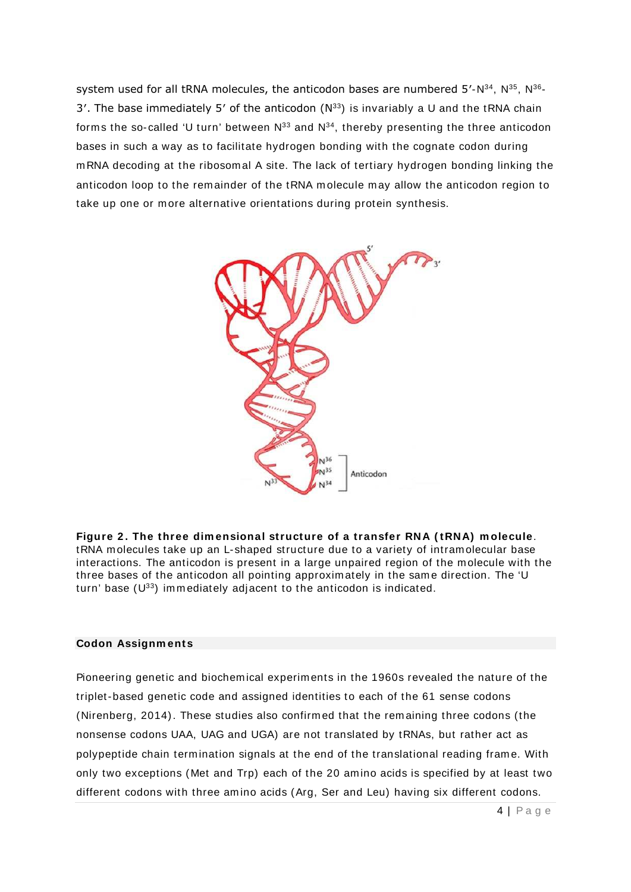system used for all tRNA molecules, the anticodon bases are numbered 5′-$N^{34}$, $N^{35}$, $N^{36}$-3′. The base immediately 5′ of the anticodon ($N^{33}$) is invariably a U and the tRNA chain forms the so-called 'U turn' between $N^{33}$ and $N^{34}$, thereby presenting the three anticodon bases in such a way as to facilitate hydrogen bonding with the cognate codon during mRNA decoding at the ribosomal A site. The lack of tertiary hydrogen bonding linking the anticodon loop to the remainder of the tRNA molecule may allow the anticodon region to take up one or more alternative orientations during protein synthesis.

**Figure 2. The three dimensional structure of a transfer RNA (tRNA) molecule**. tRNA molecules take up an L-shaped structure due to a variety of intramolecular base interactions. The anticodon is present in a large unpaired region of the molecule with the three bases of the anticodon all pointing approximately in the same direction. The 'U turn' base ($U^{33}$) immediately adjacent to the anticodon is indicated.

### Codon Assignments

Pioneering genetic and biochemical experiments in the 1960s revealed the nature of the triplet-based genetic code and assigned identities to each of the 61 sense codons (Nirenberg, 2014). These studies also confirmed that the remaining three codons (the nonsense codons UAA, UAG and UGA) are not translated by tRNAs, but rather act as polypeptide chain termination signals at the end of the translational reading frame. With only two exceptions (Met and Trp) each of the 20 amino acids is specified by at least two different codons with three amino acids (Arg, Ser and Leu) having six different codons.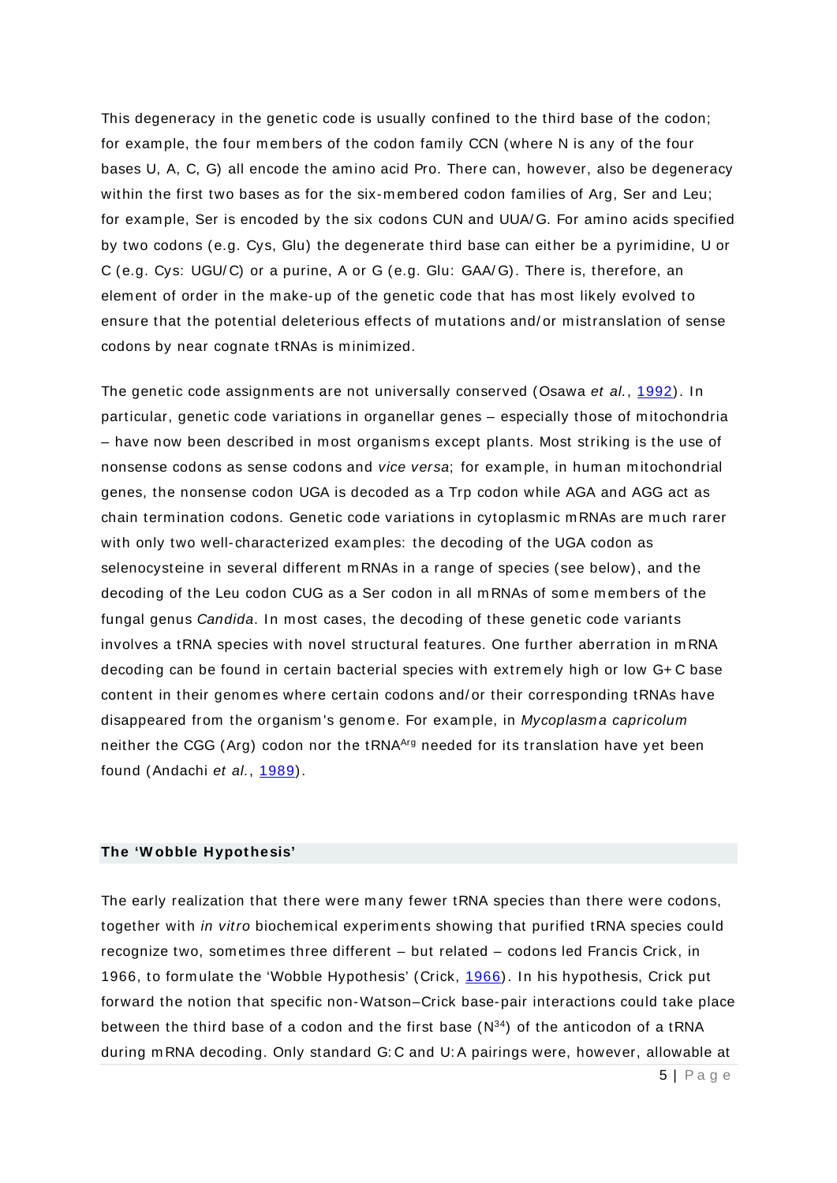This degeneracy in the genetic code is usually confined to the third base of the codon; for example, the four members of the codon family CCN (where N is any of the four bases U, A, C, G) all encode the amino acid Pro. There can, however, also be degeneracy within the first two bases as for the six-membered codon families of Arg, Ser and Leu; for example, Ser is encoded by the six codons CUN and UUA/G. For amino acids specified by two codons (e.g. Cys, Glu) the degenerate third base can either be a pyrimidine, U or C (e.g. Cys: UGU/C) or a purine, A or G (e.g. Glu: GAA/G). There is, therefore, an element of order in the make-up of the genetic code that has most likely evolved to ensure that the potential deleterious effects of mutations and/or mistranslation of sense codons by near cognate tRNAs is minimized.

The genetic code assignments are not universally conserved (Osawa *et al.*, 1992). In particular, genetic code variations in organellar genes – especially those of mitochondria – have now been described in most organisms except plants. Most striking is the use of nonsense codons as sense codons and *vice versa*; for example, in human mitochondrial genes, the nonsense codon UGA is decoded as a Trp codon while AGA and AGG act as chain termination codons. Genetic code variations in cytoplasmic mRNAs are much rarer with only two well-characterized examples: the decoding of the UGA codon as selenocysteine in several different mRNAs in a range of species (see below), and the decoding of the Leu codon CUG as a Ser codon in all mRNAs of some members of the fungal genus *Candida*. In most cases, the decoding of these genetic code variants involves a tRNA species with novel structural features. One further aberration in mRNA decoding can be found in certain bacterial species with extremely high or low G+C base content in their genomes where certain codons and/or their corresponding tRNAs have disappeared from the organism's genome. For example, in *Mycoplasma capricolum* neither the CGG (Arg) codon nor the $tRNA^{Arg}$ needed for its translation have yet been found (Andachi *et al.*, 1989).

## The 'Wobble Hypothesis'

The early realization that there were many fewer tRNA species than there were codons, together with *in vitro* biochemical experiments showing that purified tRNA species could recognize two, sometimes three different – but related – codons led Francis Crick, in 1966, to formulate the 'Wobble Hypothesis' (Crick, 1966). In his hypothesis, Crick put forward the notion that specific non-Watson–Crick base-pair interactions could take place between the third base of a codon and the first base ($N^{34}$) of the anticodon of a tRNA during mRNA decoding. Only standard G:C and U:A pairings were, however, allowable at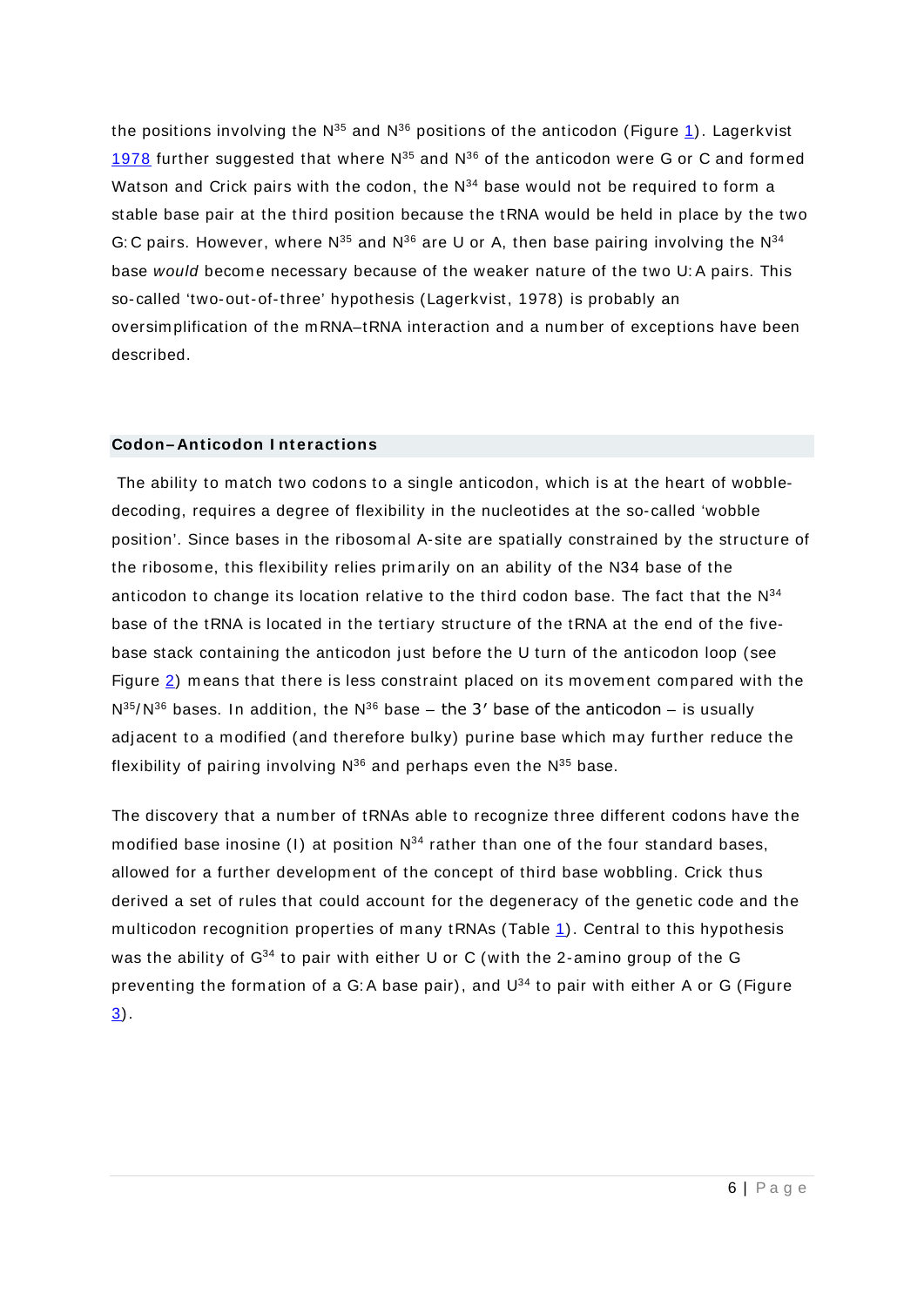the positions involving the $N^{35}$ and $N^{36}$ positions of the anticodon (Figure 1). Lagerkvist 1978 further suggested that where $N^{35}$ and $N^{36}$ of the anticodon were G or C and formed Watson and Crick pairs with the codon, the $N^{34}$ base would not be required to form a stable base pair at the third position because the tRNA would be held in place by the two G:C pairs. However, where $N^{35}$ and $N^{36}$ are U or A, then base pairing involving the $N^{34}$ base *would* become necessary because of the weaker nature of the two U:A pairs. This so-called 'two-out-of-three' hypothesis (Lagerkvist, 1978) is probably an oversimplification of the mRNA–tRNA interaction and a number of exceptions have been described.

## Codon–Anticodon Interactions

The ability to match two codons to a single anticodon, which is at the heart of wobble-decoding, requires a degree of flexibility in the nucleotides at the so-called 'wobble position'. Since bases in the ribosomal A-site are spatially constrained by the structure of the ribosome, this flexibility relies primarily on an ability of the N34 base of the anticodon to change its location relative to the third codon base. The fact that the $N^{34}$ base of the tRNA is located in the tertiary structure of the tRNA at the end of the five-base stack containing the anticodon just before the U turn of the anticodon loop (see Figure 2) means that there is less constraint placed on its movement compared with the $N^{35}/N^{36}$ bases. In addition, the $N^{36}$ base – the 3′ base of the anticodon – is usually adjacent to a modified (and therefore bulky) purine base which may further reduce the flexibility of pairing involving $N^{36}$ and perhaps even the $N^{35}$ base.

The discovery that a number of tRNAs able to recognize three different codons have the modified base inosine (I) at position $N^{34}$ rather than one of the four standard bases, allowed for a further development of the concept of third base wobbling. Crick thus derived a set of rules that could account for the degeneracy of the genetic code and the multicodon recognition properties of many tRNAs (Table 1). Central to this hypothesis was the ability of $G^{34}$ to pair with either U or C (with the 2-amino group of the G preventing the formation of a G:A base pair), and $U^{34}$ to pair with either A or G (Figure 3).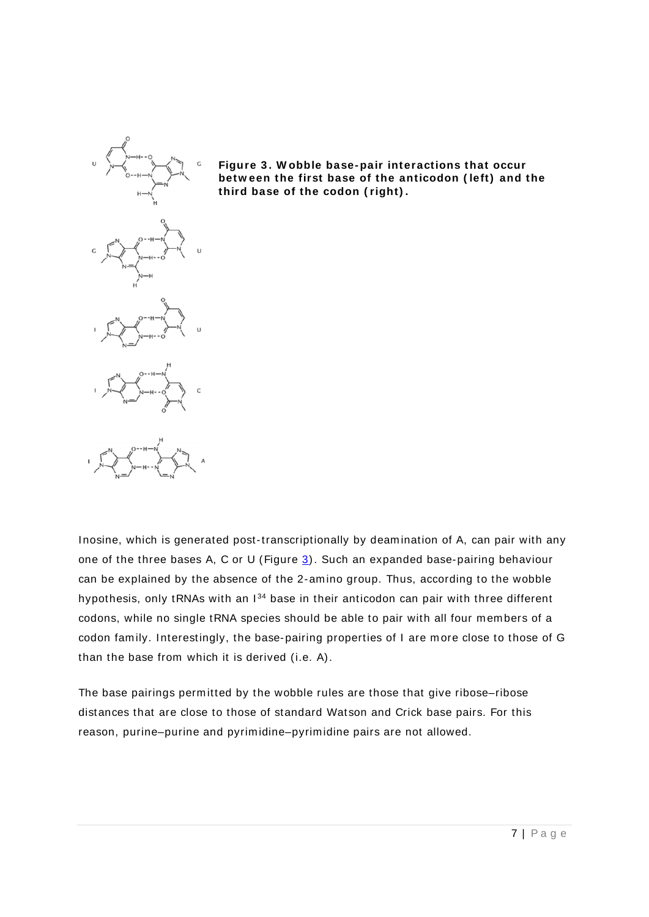**Figure 3. Wobble base-pair interactions that occur between the first base of the anticodon (left) and the third base of the codon (right).**

Inosine, which is generated post-transcriptionally by deamination of A, can pair with any one of the three bases A, C or U (Figure 3). Such an expanded base-pairing behaviour can be explained by the absence of the 2-amino group. Thus, according to the wobble hypothesis, only tRNAs with an $I^{34}$ base in their anticodon can pair with three different codons, while no single tRNA species should be able to pair with all four members of a codon family. Interestingly, the base-pairing properties of I are more close to those of G than the base from which it is derived (i.e. A).

The base pairings permitted by the wobble rules are those that give ribose–ribose distances that are close to those of standard Watson and Crick base pairs. For this reason, purine–purine and pyrimidine–pyrimidine pairs are not allowed.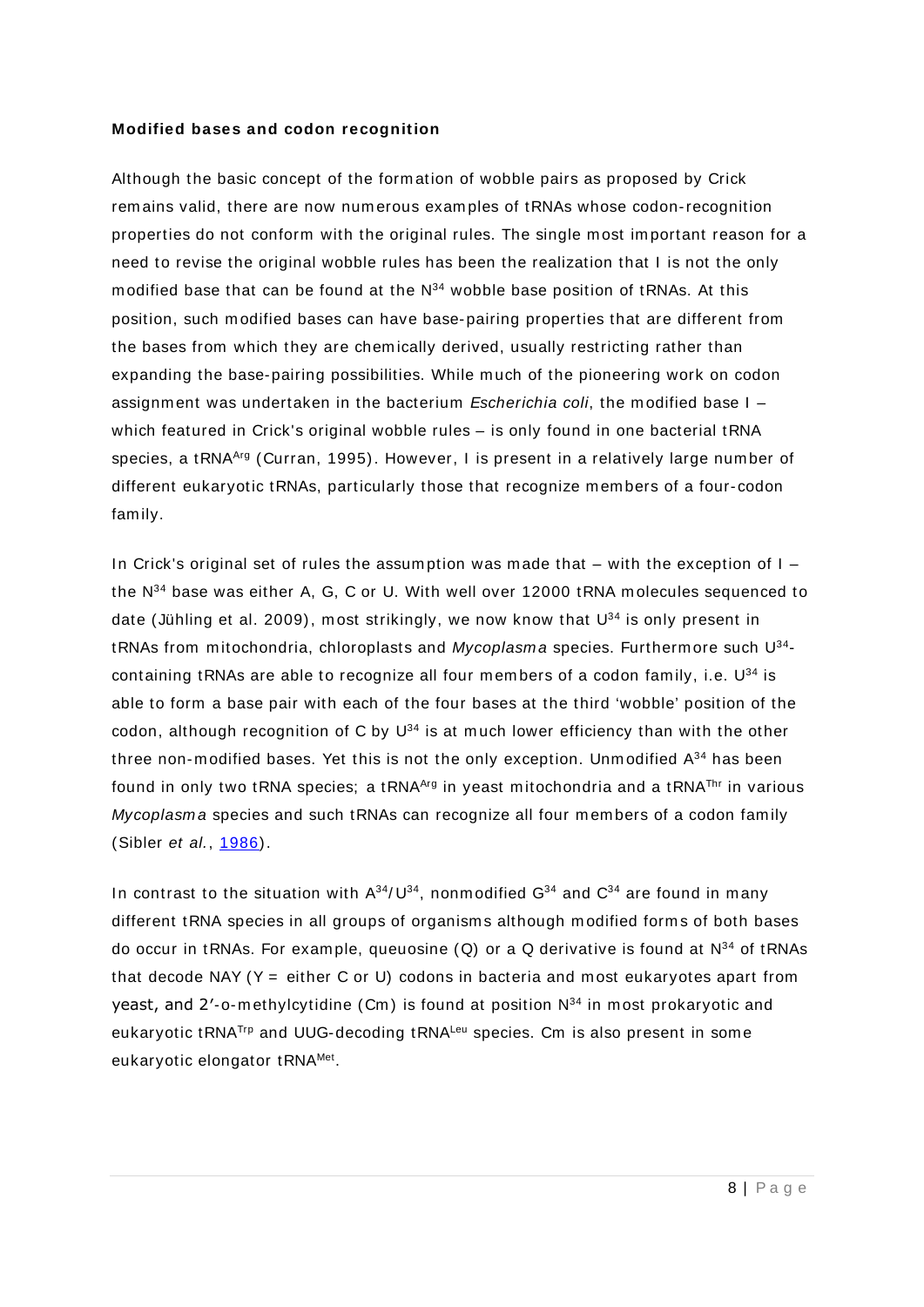**Modified bases and codon recognition**

Although the basic concept of the formation of wobble pairs as proposed by Crick remains valid, there are now numerous examples of tRNAs whose codon-recognition properties do not conform with the original rules. The single most important reason for a need to revise the original wobble rules has been the realization that I is not the only modified base that can be found at the $N^{34}$ wobble base position of tRNAs. At this position, such modified bases can have base-pairing properties that are different from the bases from which they are chemically derived, usually restricting rather than expanding the base-pairing possibilities. While much of the pioneering work on codon assignment was undertaken in the bacterium *Escherichia coli*, the modified base I – which featured in Crick's original wobble rules – is only found in one bacterial tRNA species, a $tRNA^{Arg}$ (Curran, 1995). However, I is present in a relatively large number of different eukaryotic tRNAs, particularly those that recognize members of a four-codon family.

In Crick's original set of rules the assumption was made that – with the exception of I – the $N^{34}$ base was either A, G, C or U. With well over 12000 tRNA molecules sequenced to date (Jühling et al. 2009), most strikingly, we now know that $U^{34}$ is only present in tRNAs from mitochondria, chloroplasts and *Mycoplasma* species. Furthermore such $U^{34}$-containing tRNAs are able to recognize all four members of a codon family, i.e. $U^{34}$ is able to form a base pair with each of the four bases at the third 'wobble' position of the codon, although recognition of C by $U^{34}$ is at much lower efficiency than with the other three non-modified bases. Yet this is not the only exception. Unmodified $A^{34}$ has been found in only two tRNA species; a $tRNA^{Arg}$ in yeast mitochondria and a $tRNA^{Thr}$ in various *Mycoplasma* species and such tRNAs can recognize all four members of a codon family (Sibler *et al.*, 1986).

In contrast to the situation with $A^{34}/U^{34}$, nonmodified $G^{34}$ and $C^{34}$ are found in many different tRNA species in all groups of organisms although modified forms of both bases do occur in tRNAs. For example, queuosine (Q) or a Q derivative is found at $N^{34}$ of tRNAs that decode NAY (Y = either C or U) codons in bacteria and most eukaryotes apart from yeast, and 2′-o-methylcytidine (Cm) is found at position $N^{34}$ in most prokaryotic and eukaryotic $tRNA^{Trp}$ and UUG-decoding $tRNA^{Leu}$ species. Cm is also present in some eukaryotic elongator $tRNA^{Met}$.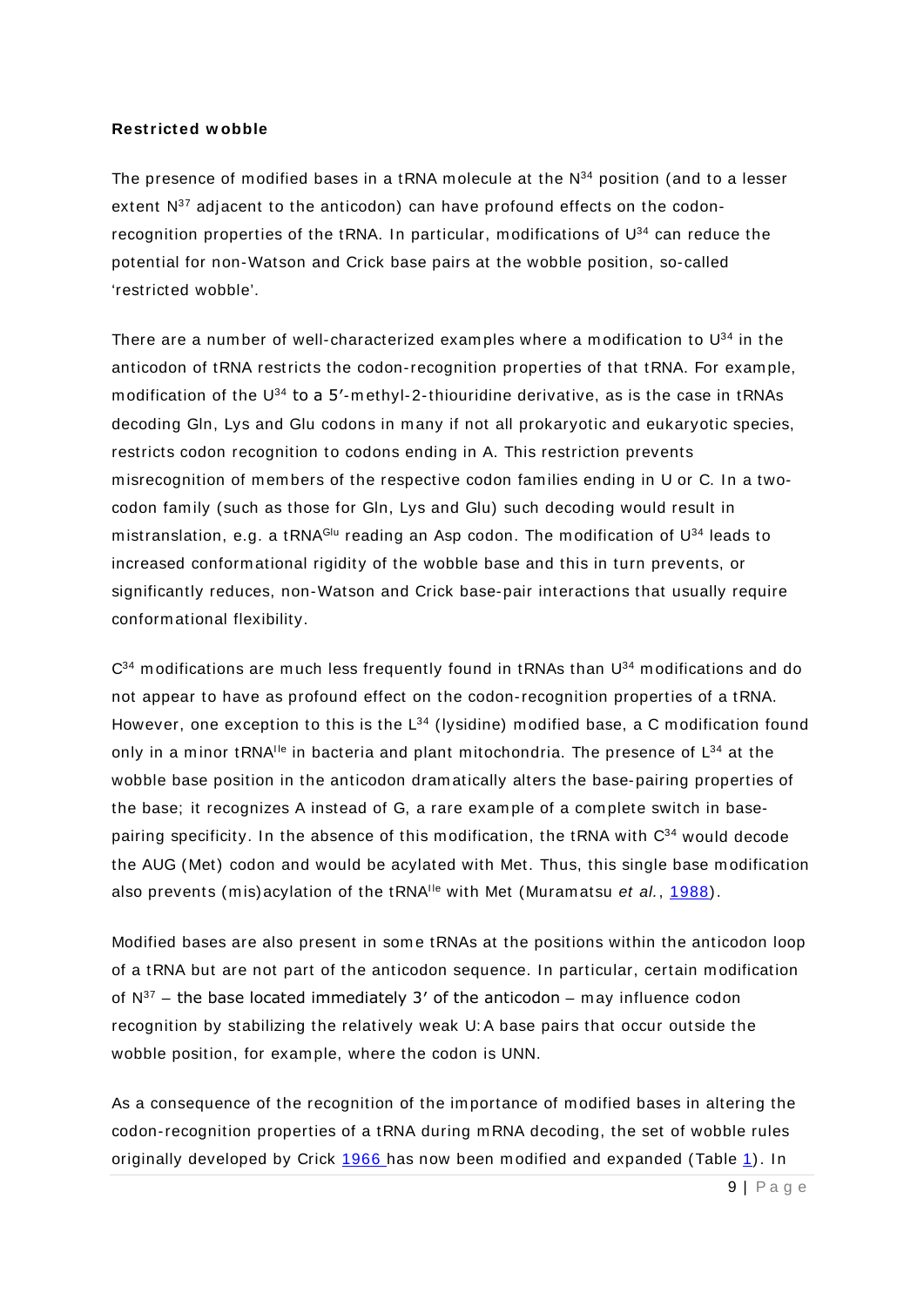**Restricted wobble**

The presence of modified bases in a tRNA molecule at the $N^{34}$ position (and to a lesser extent $N^{37}$ adjacent to the anticodon) can have profound effects on the codon-recognition properties of the tRNA. In particular, modifications of $U^{34}$ can reduce the potential for non-Watson and Crick base pairs at the wobble position, so-called 'restricted wobble'.

There are a number of well-characterized examples where a modification to $U^{34}$ in the anticodon of tRNA restricts the codon-recognition properties of that tRNA. For example, modification of the $U^{34}$ to a 5′-methyl-2-thiouridine derivative, as is the case in tRNAs decoding Gln, Lys and Glu codons in many if not all prokaryotic and eukaryotic species, restricts codon recognition to codons ending in A. This restriction prevents misrecognition of members of the respective codon families ending in U or C. In a two-codon family (such as those for Gln, Lys and Glu) such decoding would result in mistranslation, e.g. a $tRNA^{Glu}$ reading an Asp codon. The modification of $U^{34}$ leads to increased conformational rigidity of the wobble base and this in turn prevents, or significantly reduces, non-Watson and Crick base-pair interactions that usually require conformational flexibility.

$C^{34}$ modifications are much less frequently found in tRNAs than $U^{34}$ modifications and do not appear to have as profound effect on the codon-recognition properties of a tRNA. However, one exception to this is the $L^{34}$ (lysidine) modified base, a C modification found only in a minor $tRNA^{Ile}$ in bacteria and plant mitochondria. The presence of $L^{34}$ at the wobble base position in the anticodon dramatically alters the base-pairing properties of the base; it recognizes A instead of G, a rare example of a complete switch in base-pairing specificity. In the absence of this modification, the tRNA with $C^{34}$ would decode the AUG (Met) codon and would be acylated with Met. Thus, this single base modification also prevents (mis)acylation of the $tRNA^{Ile}$ with Met (Muramatsu *et al.*, 1988).

Modified bases are also present in some tRNAs at the positions within the anticodon loop of a tRNA but are not part of the anticodon sequence. In particular, certain modification of $N^{37}$ – the base located immediately 3′ of the anticodon – may influence codon recognition by stabilizing the relatively weak U:A base pairs that occur outside the wobble position, for example, where the codon is UNN.

As a consequence of the recognition of the importance of modified bases in altering the codon-recognition properties of a tRNA during mRNA decoding, the set of wobble rules originally developed by Crick 1966 has now been modified and expanded (Table 1). In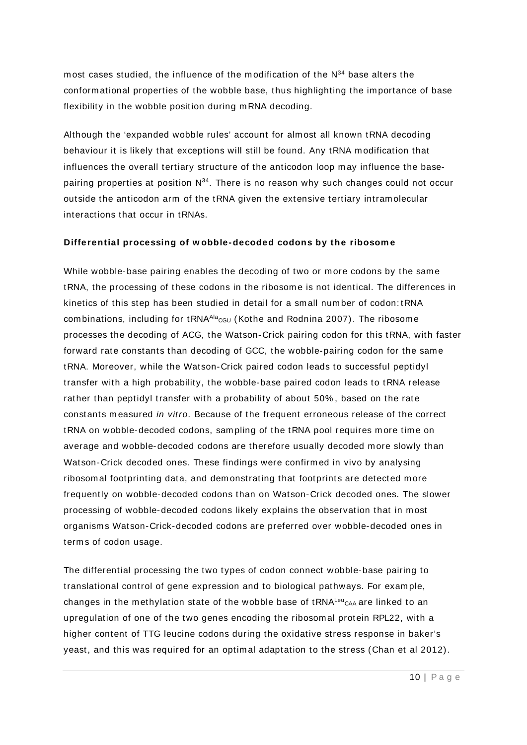most cases studied, the influence of the modification of the $N^{34}$ base alters the conformational properties of the wobble base, thus highlighting the importance of base flexibility in the wobble position during mRNA decoding.

Although the 'expanded wobble rules' account for almost all known tRNA decoding behaviour it is likely that exceptions will still be found. Any tRNA modification that influences the overall tertiary structure of the anticodon loop may influence the base-pairing properties at position $N^{34}$. There is no reason why such changes could not occur outside the anticodon arm of the tRNA given the extensive tertiary intramolecular interactions that occur in tRNAs.

**Differential processing of wobble-decoded codons by the ribosome**

While wobble-base pairing enables the decoding of two or more codons by the same tRNA, the processing of these codons in the ribosome is not identical. The differences in kinetics of this step has been studied in detail for a small number of codon:tRNA combinations, including for $tRNA^{Ala}_{CGU}$ (Kothe and Rodnina 2007). The ribosome processes the decoding of ACG, the Watson-Crick pairing codon for this tRNA, with faster forward rate constants than decoding of GCC, the wobble-pairing codon for the same tRNA. Moreover, while the Watson-Crick paired codon leads to successful peptidyl transfer with a high probability, the wobble-base paired codon leads to tRNA release rather than peptidyl transfer with a probability of about 50%, based on the rate constants measured *in vitro*. Because of the frequent erroneous release of the correct tRNA on wobble-decoded codons, sampling of the tRNA pool requires more time on average and wobble-decoded codons are therefore usually decoded more slowly than Watson-Crick decoded ones. These findings were confirmed in vivo by analysing ribosomal footprinting data, and demonstrating that footprints are detected more frequently on wobble-decoded codons than on Watson-Crick decoded ones. The slower processing of wobble-decoded codons likely explains the observation that in most organisms Watson-Crick-decoded codons are preferred over wobble-decoded ones in terms of codon usage.

The differential processing the two types of codon connect wobble-base pairing to translational control of gene expression and to biological pathways. For example, changes in the methylation state of the wobble base of $tRNA^{Leu}_{CAA}$ are linked to an upregulation of one of the two genes encoding the ribosomal protein RPL22, with a higher content of TTG leucine codons during the oxidative stress response in baker's yeast, and this was required for an optimal adaptation to the stress (Chan et al 2012).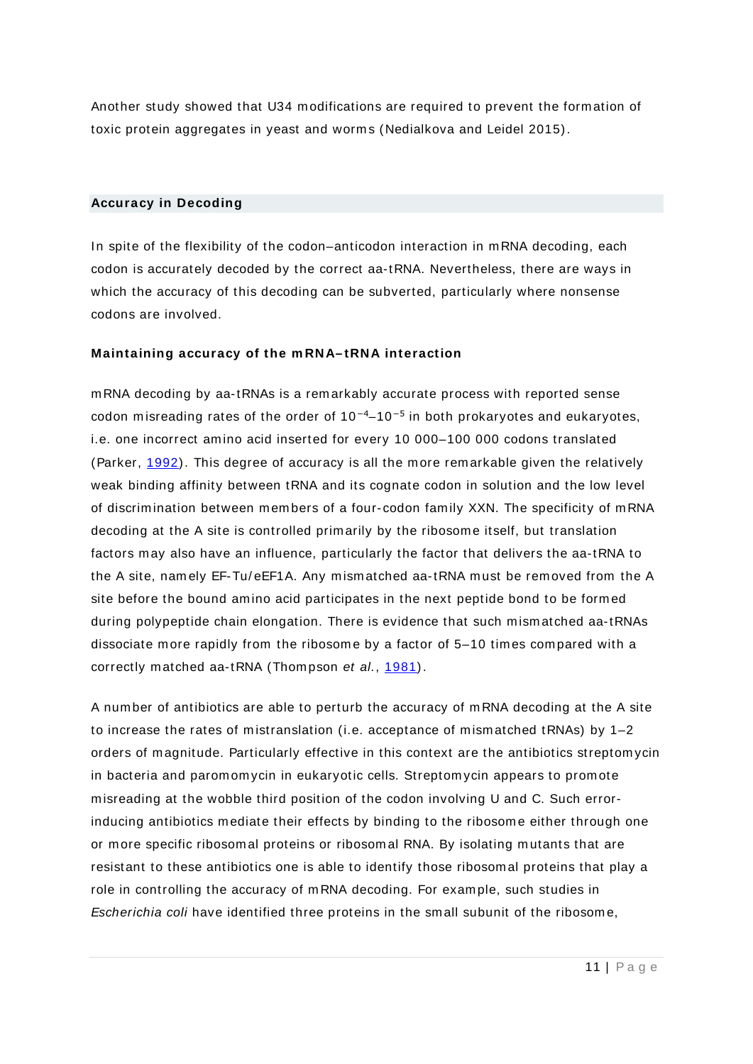Another study showed that U34 modifications are required to prevent the formation of toxic protein aggregates in yeast and worms (Nedialkova and Leidel 2015).

## Accuracy in Decoding

In spite of the flexibility of the codon–anticodon interaction in mRNA decoding, each codon is accurately decoded by the correct aa-tRNA. Nevertheless, there are ways in which the accuracy of this decoding can be subverted, particularly where nonsense codons are involved.

### Maintaining accuracy of the mRNA–tRNA interaction

mRNA decoding by aa-tRNAs is a remarkably accurate process with reported sense codon misreading rates of the order of $10^{-4}$–$10^{-5}$ in both prokaryotes and eukaryotes, i.e. one incorrect amino acid inserted for every 10 000–100 000 codons translated (Parker, 1992). This degree of accuracy is all the more remarkable given the relatively weak binding affinity between tRNA and its cognate codon in solution and the low level of discrimination between members of a four-codon family XXN. The specificity of mRNA decoding at the A site is controlled primarily by the ribosome itself, but translation factors may also have an influence, particularly the factor that delivers the aa-tRNA to the A site, namely EF-Tu/eEF1A. Any mismatched aa-tRNA must be removed from the A site before the bound amino acid participates in the next peptide bond to be formed during polypeptide chain elongation. There is evidence that such mismatched aa-tRNAs dissociate more rapidly from the ribosome by a factor of 5–10 times compared with a correctly matched aa-tRNA (Thompson *et al.*, 1981).

A number of antibiotics are able to perturb the accuracy of mRNA decoding at the A site to increase the rates of mistranslation (i.e. acceptance of mismatched tRNAs) by 1–2 orders of magnitude. Particularly effective in this context are the antibiotics streptomycin in bacteria and paromomycin in eukaryotic cells. Streptomycin appears to promote misreading at the wobble third position of the codon involving U and C. Such error-inducing antibiotics mediate their effects by binding to the ribosome either through one or more specific ribosomal proteins or ribosomal RNA. By isolating mutants that are resistant to these antibiotics one is able to identify those ribosomal proteins that play a role in controlling the accuracy of mRNA decoding. For example, such studies in *Escherichia coli* have identified three proteins in the small subunit of the ribosome,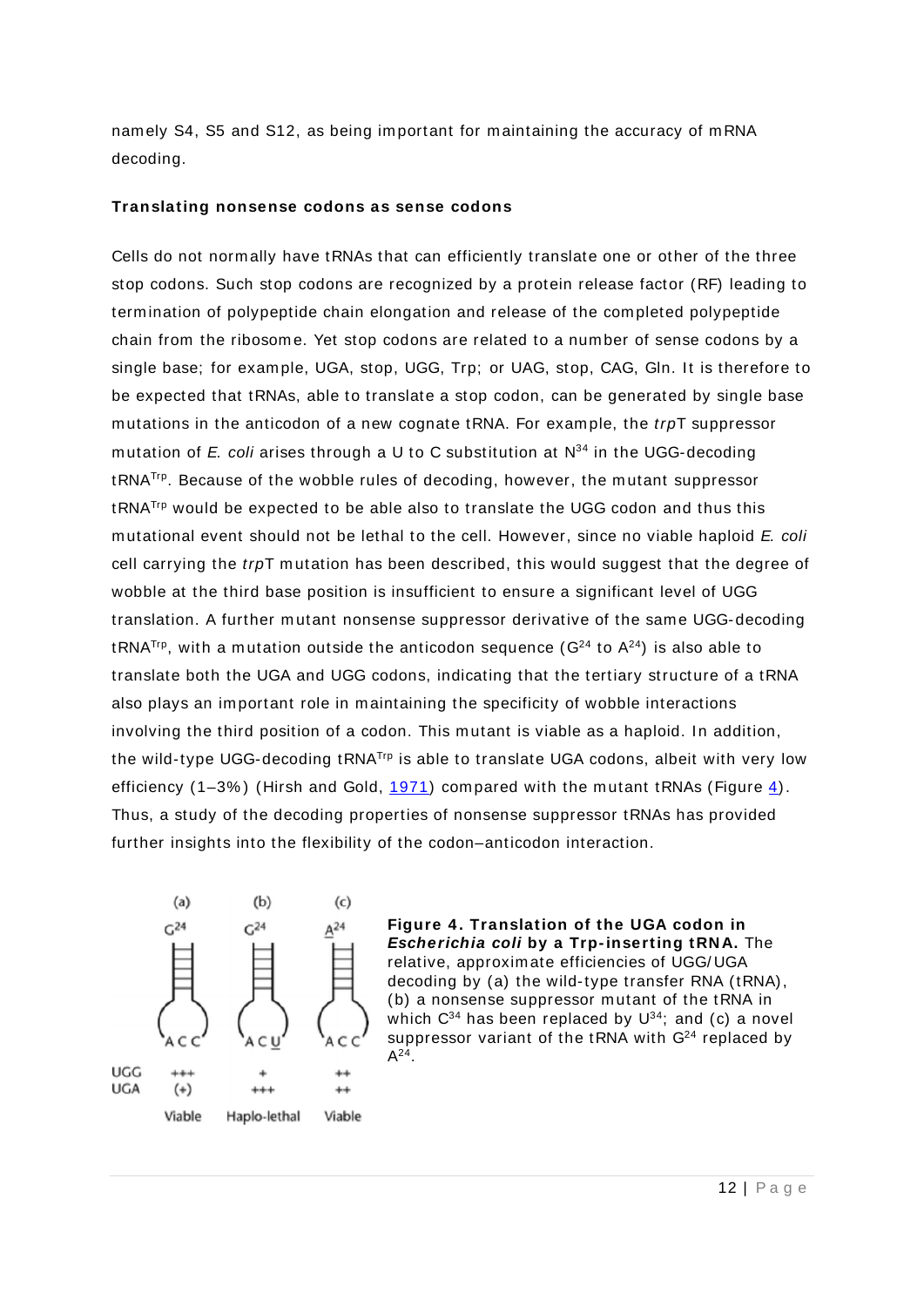namely S4, S5 and S12, as being important for maintaining the accuracy of mRNA decoding.

**Translating nonsense codons as sense codons**

Cells do not normally have tRNAs that can efficiently translate one or other of the three stop codons. Such stop codons are recognized by a protein release factor (RF) leading to termination of polypeptide chain elongation and release of the completed polypeptide chain from the ribosome. Yet stop codons are related to a number of sense codons by a single base; for example, UGA, stop, UGG, Trp; or UAG, stop, CAG, Gln. It is therefore to be expected that tRNAs, able to translate a stop codon, can be generated by single base mutations in the anticodon of a new cognate tRNA. For example, the *trp*T suppressor mutation of *E. coli* arises through a U to C substitution at $N^{34}$ in the UGG-decoding $tRNA^{Trp}$. Because of the wobble rules of decoding, however, the mutant suppressor $tRNA^{Trp}$ would be expected to be able also to translate the UGG codon and thus this mutational event should not be lethal to the cell. However, since no viable haploid *E. coli* cell carrying the *trp*T mutation has been described, this would suggest that the degree of wobble at the third base position is insufficient to ensure a significant level of UGG translation. A further mutant nonsense suppressor derivative of the same UGG-decoding $tRNA^{Trp}$, with a mutation outside the anticodon sequence ($G^{24}$ to $A^{24}$) is also able to translate both the UGA and UGG codons, indicating that the tertiary structure of a tRNA also plays an important role in maintaining the specificity of wobble interactions involving the third position of a codon. This mutant is viable as a haploid. In addition, the wild-type UGG-decoding $tRNA^{Trp}$ is able to translate UGA codons, albeit with very low efficiency (1–3%) (Hirsh and Gold, 1971) compared with the mutant tRNAs (Figure 4). Thus, a study of the decoding properties of nonsense suppressor tRNAs has provided further insights into the flexibility of the codon–anticodon interaction.

**Figure 4. Translation of the UGA codon in *Escherichia coli* by a Trp-inserting tRNA.** The relative, approximate efficiencies of UGG/UGA decoding by (a) the wild-type transfer RNA (tRNA), (b) a nonsense suppressor mutant of the tRNA in which $C^{34}$ has been replaced by $U^{34}$; and (c) a novel suppressor variant of the tRNA with $G^{24}$ replaced by $A^{24}$.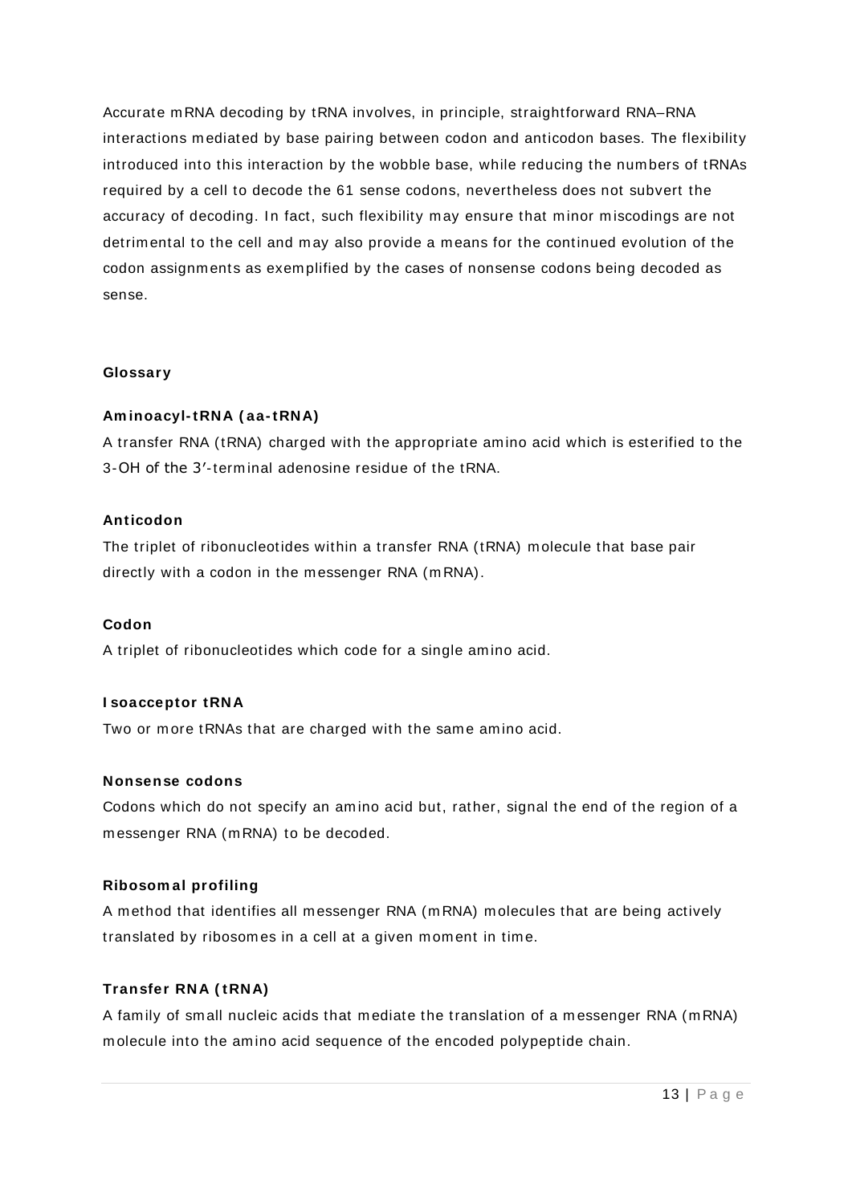Accurate mRNA decoding by tRNA involves, in principle, straightforward RNA–RNA interactions mediated by base pairing between codon and anticodon bases. The flexibility introduced into this interaction by the wobble base, while reducing the numbers of tRNAs required by a cell to decode the 61 sense codons, nevertheless does not subvert the accuracy of decoding. In fact, such flexibility may ensure that minor miscodings are not detrimental to the cell and may also provide a means for the continued evolution of the codon assignments as exemplified by the cases of nonsense codons being decoded as sense.

## Glossary

**Aminoacyl-tRNA (aa-tRNA)**

A transfer RNA (tRNA) charged with the appropriate amino acid which is esterified to the 3-OH of the 3′-terminal adenosine residue of the tRNA.

**Anticodon**

The triplet of ribonucleotides within a transfer RNA (tRNA) molecule that base pair directly with a codon in the messenger RNA (mRNA).

**Codon**

A triplet of ribonucleotides which code for a single amino acid.

**Isoacceptor tRNA**

Two or more tRNAs that are charged with the same amino acid.

**Nonsense codons**

Codons which do not specify an amino acid but, rather, signal the end of the region of a messenger RNA (mRNA) to be decoded.

**Ribosomal profiling**

A method that identifies all messenger RNA (mRNA) molecules that are being actively translated by ribosomes in a cell at a given moment in time.

**Transfer RNA (tRNA)**

A family of small nucleic acids that mediate the translation of a messenger RNA (mRNA) molecule into the amino acid sequence of the encoded polypeptide chain.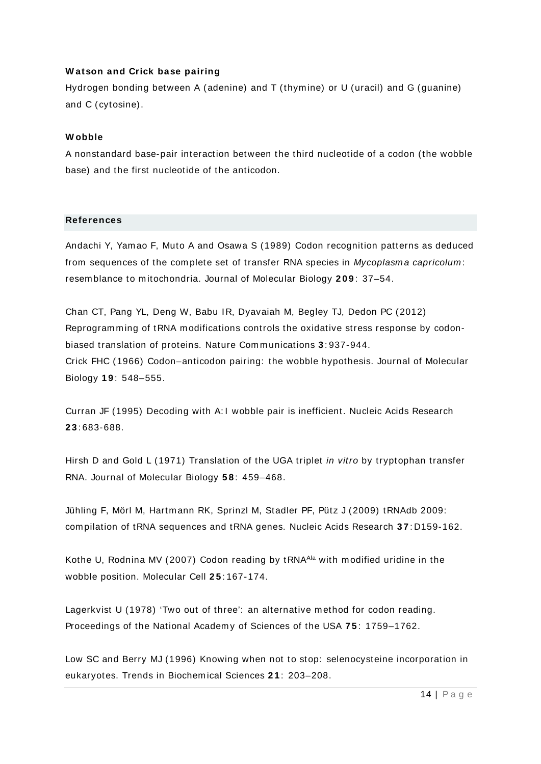**Watson and Crick base pairing**

Hydrogen bonding between A (adenine) and T (thymine) or U (uracil) and G (guanine) and C (cytosine).

**Wobble**

A nonstandard base-pair interaction between the third nucleotide of a codon (the wobble base) and the first nucleotide of the anticodon.

## References

Andachi Y, Yamao F, Muto A and Osawa S (1989) Codon recognition patterns as deduced from sequences of the complete set of transfer RNA species in *Mycoplasma capricolum*: resemblance to mitochondria. Journal of Molecular Biology **209**: 37–54.

Chan CT, Pang YL, Deng W, Babu IR, Dyavaiah M, Begley TJ, Dedon PC (2012) Reprogramming of tRNA modifications controls the oxidative stress response by codon-biased translation of proteins. Nature Communications **3**:937-944.

Crick FHC (1966) Codon–anticodon pairing: the wobble hypothesis. Journal of Molecular Biology **19**: 548–555.

Curran JF (1995) Decoding with A:I wobble pair is inefficient. Nucleic Acids Research **23**:683-688.

Hirsh D and Gold L (1971) Translation of the UGA triplet *in vitro* by tryptophan transfer RNA. Journal of Molecular Biology **58**: 459–468.

Jühling F, Mörl M, Hartmann RK, Sprinzl M, Stadler PF, Pütz J (2009) tRNAdb 2009: compilation of tRNA sequences and tRNA genes. Nucleic Acids Research **37**:D159-162.

Kothe U, Rodnina MV (2007) Codon reading by $tRNA^{Ala}$ with modified uridine in the wobble position. Molecular Cell **25**:167-174.

Lagerkvist U (1978) 'Two out of three': an alternative method for codon reading. Proceedings of the National Academy of Sciences of the USA **75**: 1759–1762.

Low SC and Berry MJ (1996) Knowing when not to stop: selenocysteine incorporation in eukaryotes. Trends in Biochemical Sciences **21**: 203–208.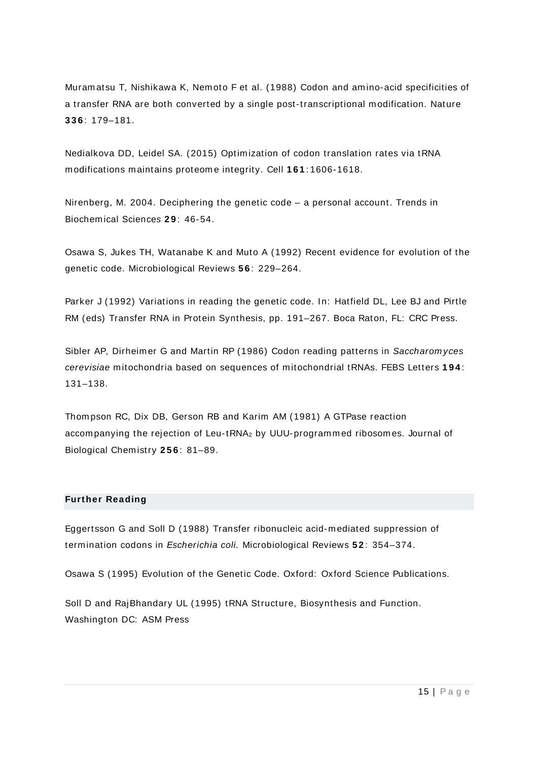Muramatsu T, Nishikawa K, Nemoto F et al. (1988) Codon and amino-acid specificities of a transfer RNA are both converted by a single post-transcriptional modification. Nature **336**: 179–181.

Nedialkova DD, Leidel SA. (2015) Optimization of codon translation rates via tRNA modifications maintains proteome integrity. Cell **161**:1606-1618.

Nirenberg, M. 2004. Deciphering the genetic code – a personal account. Trends in Biochemical Sciences **29**: 46-54.

Osawa S, Jukes TH, Watanabe K and Muto A (1992) Recent evidence for evolution of the genetic code. Microbiological Reviews **56**: 229–264.

Parker J (1992) Variations in reading the genetic code. In: Hatfield DL, Lee BJ and Pirtle RM (eds) Transfer RNA in Protein Synthesis, pp. 191–267. Boca Raton, FL: CRC Press.

Sibler AP, Dirheimer G and Martin RP (1986) Codon reading patterns in *Saccharomyces cerevisiae* mitochondria based on sequences of mitochondrial tRNAs. FEBS Letters **194**: 131–138.

Thompson RC, Dix DB, Gerson RB and Karim AM (1981) A GTPase reaction accompanying the rejection of Leu-$tRNA_2$ by UUU-programmed ribosomes. Journal of Biological Chemistry **256**: 81–89.

## Further Reading

Eggertsson G and Soll D (1988) Transfer ribonucleic acid-mediated suppression of termination codons in *Escherichia coli.* Microbiological Reviews **52**: 354–374.

Osawa S (1995) Evolution of the Genetic Code. Oxford: Oxford Science Publications.

Soll D and RajBhandary UL (1995) tRNA Structure, Biosynthesis and Function. Washington DC: ASM Press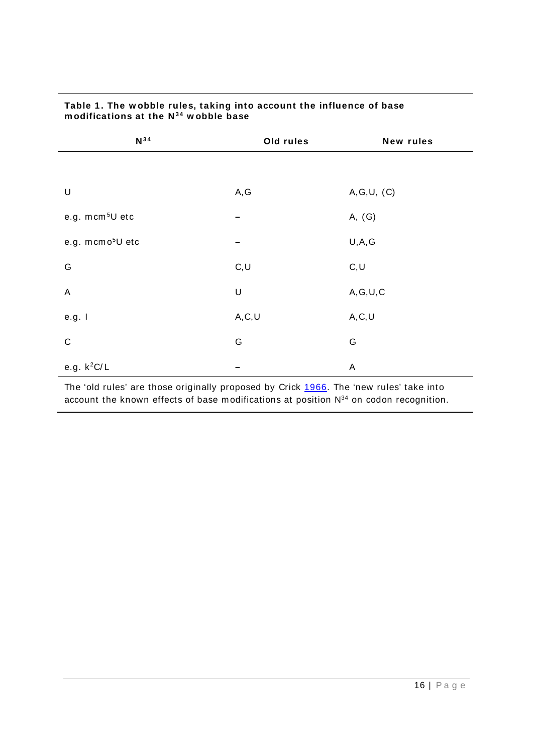**Table 1. The wobble rules, taking into account the influence of base modifications at the $N^{34}$ wobble base**

| $N^{34}$ | Old rules | New rules |
|---|---|---|
| U | A,G | A,G,U, (C) |
| e.g. $mcm^5U$ etc | – | A, (G) |
| e.g. $mcmo^5U$ etc | – | U,A,G |
| G | C,U | C,U |
| A | U | A,G,U,C |
| e.g. I | A,C,U | A,C,U |
| C | G | G |
| e.g. $k^2C$/L | – | A |

The 'old rules' are those originally proposed by Crick 1966. The 'new rules' take into account the known effects of base modifications at position $N^{34}$ on codon recognition.